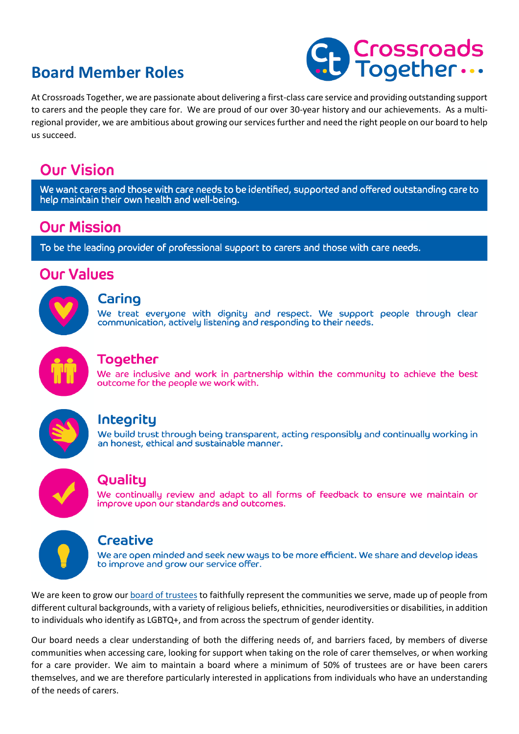# Board Member Roles

At Crossroads Together, we are passionate about delivering a first-class care service and providing outstanding support to carers and the people they care for. We are proud of our over 30-year history and our achievements. As a multi-regional provider, we are ambitious about growing our services further and need the right people on our board to help us succeed.

## Our Vision

We want carers and those with care needs to be identified, supported and offered outstanding care to help maintain their own health and well-being.

## Our Mission

To be the leading provider of professional support to carers and those with care needs.

## Our Values

### Caring

We treat everyone with dignity and respect. We support people through clear communication, actively listening and responding to their needs.

### Together

We are inclusive and work in partnership within the community to achieve the best outcome for the people we work with.

### Integrity

We build trust through being transparent, acting responsibly and continually working in an honest, ethical and sustainable manner.

### Quality

We continually review and adapt to all forms of feedback to ensure we maintain or improve upon our standards and outcomes.

### Creative

We are open minded and seek new ways to be more efficient. We share and develop ideas to improve and grow our service offer.

We are keen to grow our board of trustees to faithfully represent the communities we serve, made up of people from different cultural backgrounds, with a variety of religious beliefs, ethnicities, neurodiversities or disabilities, in addition to individuals who identify as LGBTQ+, and from across the spectrum of gender identity.

Our board needs a clear understanding of both the differing needs of, and barriers faced, by members of diverse communities when accessing care, looking for support when taking on the role of carer themselves, or when working for a care provider. We aim to maintain a board where a minimum of 50% of trustees are or have been carers themselves, and we are therefore particularly interested in applications from individuals who have an understanding of the needs of carers.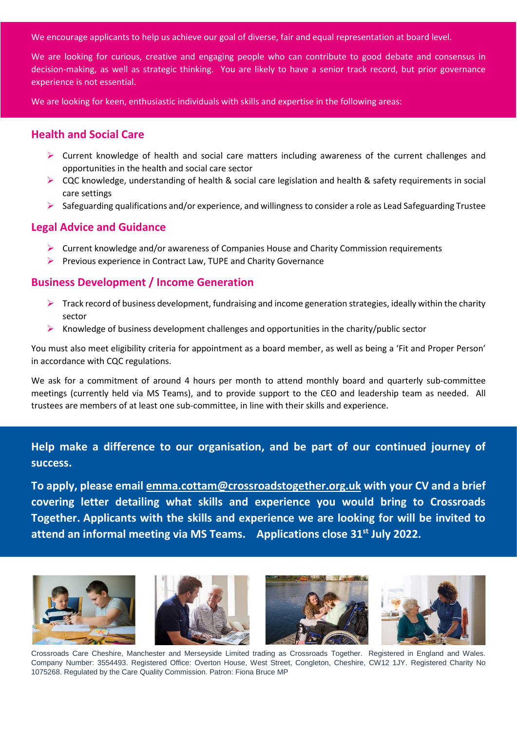We encourage applicants to help us achieve our goal of diverse, fair and equal representation at board level.

We are looking for curious, creative and engaging people who can contribute to good debate and consensus in decision-making, as well as strategic thinking. You are likely to have a senior track record, but prior governance experience is not essential.

We are looking for keen, enthusiastic individuals with skills and expertise in the following areas:

## Health and Social Care

- Current knowledge of health and social care matters including awareness of the current challenges and opportunities in the health and social care sector
- CQC knowledge, understanding of health & social care legislation and health & safety requirements in social care settings
- Safeguarding qualifications and/or experience, and willingness to consider a role as Lead Safeguarding Trustee

## Legal Advice and Guidance

- Current knowledge and/or awareness of Companies House and Charity Commission requirements
- Previous experience in Contract Law, TUPE and Charity Governance

## Business Development / Income Generation

- Track record of business development, fundraising and income generation strategies, ideally within the charity sector
- Knowledge of business development challenges and opportunities in the charity/public sector

You must also meet eligibility criteria for appointment as a board member, as well as being a 'Fit and Proper Person' in accordance with CQC regulations.

We ask for a commitment of around 4 hours per month to attend monthly board and quarterly sub-committee meetings (currently held via MS Teams), and to provide support to the CEO and leadership team as needed. All trustees are members of at least one sub-committee, in line with their skills and experience.

**Help make a difference to our organisation, and be part of our continued journey of success.**

**To apply, please email emma.cottam@crossroadstogether.org.uk with your CV and a brief covering letter detailing what skills and experience you would bring to Crossroads Together. Applicants with the skills and experience we are looking for will be invited to attend an informal meeting via MS Teams. Applications close 31st July 2022.**

Crossroads Care Cheshire, Manchester and Merseyside Limited trading as Crossroads Together. Registered in England and Wales. Company Number: 3554493. Registered Office: Overton House, West Street, Congleton, Cheshire, CW12 1JY. Registered Charity No 1075268. Regulated by the Care Quality Commission. Patron: Fiona Bruce MP